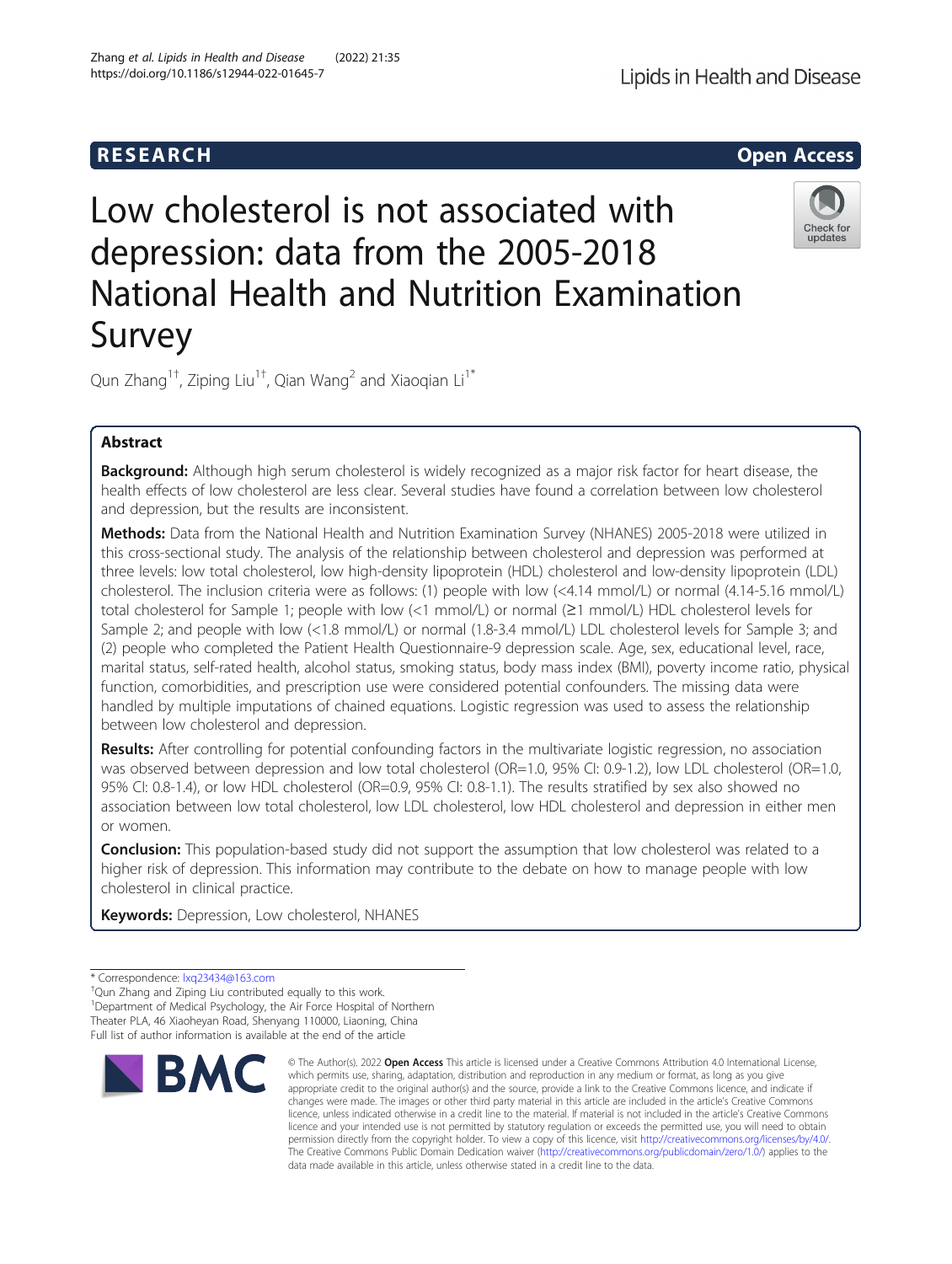RESEARCH

Open Access

# Low cholesterol is not associated with depression: data from the 2005-2018 National Health and Nutrition Examination Survey

Qun Zhang[1†], Ziping Liu[1†], Qian Wang[2] and Xiaoqian Li[1*]

## Abstract

**Background:** Although high serum cholesterol is widely recognized as a major risk factor for heart disease, the health effects of low cholesterol are less clear. Several studies have found a correlation between low cholesterol and depression, but the results are inconsistent.

**Methods:** Data from the National Health and Nutrition Examination Survey (NHANES) 2005-2018 were utilized in this cross-sectional study. The analysis of the relationship between cholesterol and depression was performed at three levels: low total cholesterol, low high-density lipoprotein (HDL) cholesterol and low-density lipoprotein (LDL) cholesterol. The inclusion criteria were as follows: (1) people with low (<4.14 mmol/L) or normal (4.14-5.16 mmol/L) total cholesterol for Sample 1; people with low (<1 mmol/L) or normal (≥1 mmol/L) HDL cholesterol levels for Sample 2; and people with low (<1.8 mmol/L) or normal (1.8-3.4 mmol/L) LDL cholesterol levels for Sample 3; and (2) people who completed the Patient Health Questionnaire-9 depression scale. Age, sex, educational level, race, marital status, self-rated health, alcohol status, smoking status, body mass index (BMI), poverty income ratio, physical function, comorbidities, and prescription use were considered potential confounders. The missing data were handled by multiple imputations of chained equations. Logistic regression was used to assess the relationship between low cholesterol and depression.

**Results:** After controlling for potential confounding factors in the multivariate logistic regression, no association was observed between depression and low total cholesterol (OR=1.0, 95% CI: 0.9-1.2), low LDL cholesterol (OR=1.0, 95% CI: 0.8-1.4), or low HDL cholesterol (OR=0.9, 95% CI: 0.8-1.1). The results stratified by sex also showed no association between low total cholesterol, low LDL cholesterol, low HDL cholesterol and depression in either men or women.

**Conclusion:** This population-based study did not support the assumption that low cholesterol was related to a higher risk of depression. This information may contribute to the debate on how to manage people with low cholesterol in clinical practice.

**Keywords:** Depression, Low cholesterol, NHANES

\* Correspondence: lxq23434@163.com

†Qun Zhang and Ziping Liu contributed equally to this work.

[1]Department of Medical Psychology, the Air Force Hospital of Northern Theater PLA, 46 Xiaoheyan Road, Shenyang 110000, Liaoning, China

Full list of author information is available at the end of the article

© The Author(s). 2022 **Open Access** This article is licensed under a Creative Commons Attribution 4.0 International License, which permits use, sharing, adaptation, distribution and reproduction in any medium or format, as long as you give appropriate credit to the original author(s) and the source, provide a link to the Creative Commons licence, and indicate if changes were made. The images or other third party material in this article are included in the article's Creative Commons licence, unless indicated otherwise in a credit line to the material. If material is not included in the article's Creative Commons licence and your intended use is not permitted by statutory regulation or exceeds the permitted use, you will need to obtain permission directly from the copyright holder. To view a copy of this licence, visit http://creativecommons.org/licenses/by/4.0/. The Creative Commons Public Domain Dedication waiver (http://creativecommons.org/publicdomain/zero/1.0/) applies to the data made available in this article, unless otherwise stated in a credit line to the data.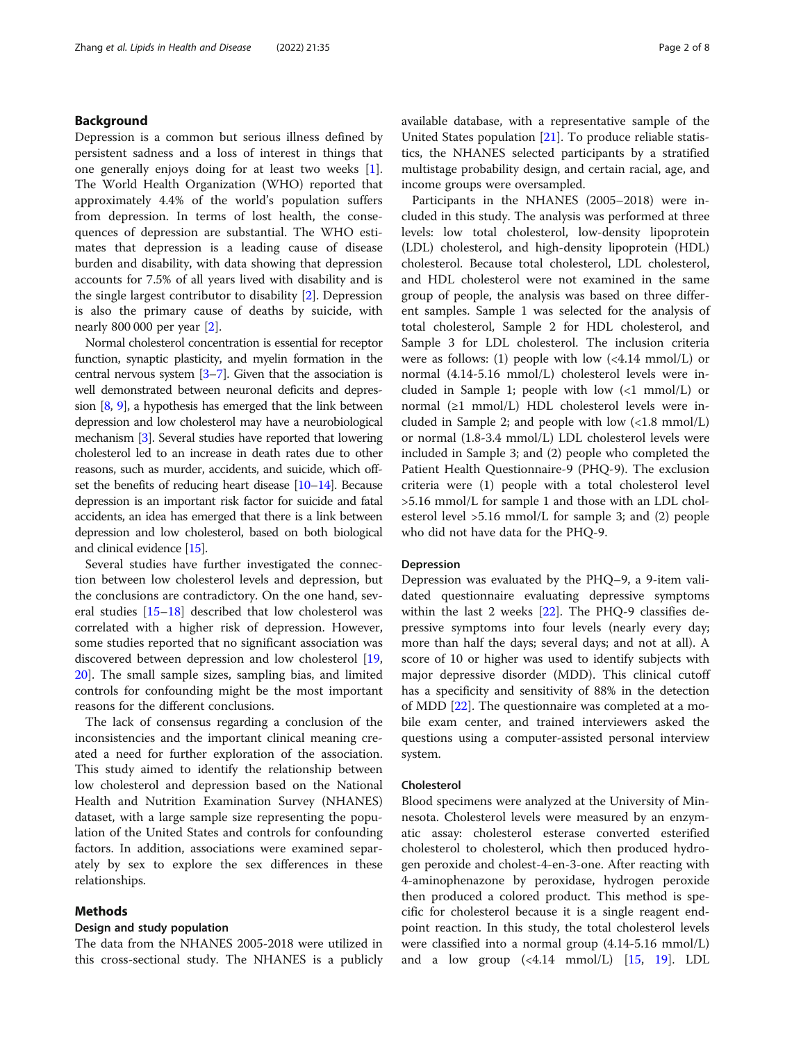## Background

Depression is a common but serious illness defined by persistent sadness and a loss of interest in things that one generally enjoys doing for at least two weeks [1]. The World Health Organization (WHO) reported that approximately 4.4% of the world's population suffers from depression. In terms of lost health, the consequences of depression are substantial. The WHO estimates that depression is a leading cause of disease burden and disability, with data showing that depression accounts for 7.5% of all years lived with disability and is the single largest contributor to disability [2]. Depression is also the primary cause of deaths by suicide, with nearly 800 000 per year [2].

Normal cholesterol concentration is essential for receptor function, synaptic plasticity, and myelin formation in the central nervous system [3–7]. Given that the association is well demonstrated between neuronal deficits and depression [8, 9], a hypothesis has emerged that the link between depression and low cholesterol may have a neurobiological mechanism [3]. Several studies have reported that lowering cholesterol led to an increase in death rates due to other reasons, such as murder, accidents, and suicide, which offset the benefits of reducing heart disease [10–14]. Because depression is an important risk factor for suicide and fatal accidents, an idea has emerged that there is a link between depression and low cholesterol, based on both biological and clinical evidence [15].

Several studies have further investigated the connection between low cholesterol levels and depression, but the conclusions are contradictory. On the one hand, several studies [15–18] described that low cholesterol was correlated with a higher risk of depression. However, some studies reported that no significant association was discovered between depression and low cholesterol [19, 20]. The small sample sizes, sampling bias, and limited controls for confounding might be the most important reasons for the different conclusions.

The lack of consensus regarding a conclusion of the inconsistencies and the important clinical meaning created a need for further exploration of the association. This study aimed to identify the relationship between low cholesterol and depression based on the National Health and Nutrition Examination Survey (NHANES) dataset, with a large sample size representing the population of the United States and controls for confounding factors. In addition, associations were examined separately by sex to explore the sex differences in these relationships.

## Methods

### Design and study population

The data from the NHANES 2005-2018 were utilized in this cross-sectional study. The NHANES is a publicly available database, with a representative sample of the United States population [21]. To produce reliable statistics, the NHANES selected participants by a stratified multistage probability design, and certain racial, age, and income groups were oversampled.

Participants in the NHANES (2005–2018) were included in this study. The analysis was performed at three levels: low total cholesterol, low-density lipoprotein (LDL) cholesterol, and high-density lipoprotein (HDL) cholesterol. Because total cholesterol, LDL cholesterol, and HDL cholesterol were not examined in the same group of people, the analysis was based on three different samples. Sample 1 was selected for the analysis of total cholesterol, Sample 2 for HDL cholesterol, and Sample 3 for LDL cholesterol. The inclusion criteria were as follows: (1) people with low (<4.14 mmol/L) or normal (4.14-5.16 mmol/L) cholesterol levels were included in Sample 1; people with low (<1 mmol/L) or normal (≥1 mmol/L) HDL cholesterol levels were included in Sample 2; and people with low (<1.8 mmol/L) or normal (1.8-3.4 mmol/L) LDL cholesterol levels were included in Sample 3; and (2) people who completed the Patient Health Questionnaire-9 (PHQ-9). The exclusion criteria were (1) people with a total cholesterol level >5.16 mmol/L for sample 1 and those with an LDL cholesterol level >5.16 mmol/L for sample 3; and (2) people who did not have data for the PHQ-9.

### Depression

Depression was evaluated by the PHQ–9, a 9-item validated questionnaire evaluating depressive symptoms within the last 2 weeks [22]. The PHQ-9 classifies depressive symptoms into four levels (nearly every day; more than half the days; several days; and not at all). A score of 10 or higher was used to identify subjects with major depressive disorder (MDD). This clinical cutoff has a specificity and sensitivity of 88% in the detection of MDD [22]. The questionnaire was completed at a mobile exam center, and trained interviewers asked the questions using a computer-assisted personal interview system.

### Cholesterol

Blood specimens were analyzed at the University of Minnesota. Cholesterol levels were measured by an enzymatic assay: cholesterol esterase converted esterified cholesterol to cholesterol, which then produced hydrogen peroxide and cholest-4-en-3-one. After reacting with 4-aminophenazone by peroxidase, hydrogen peroxide then produced a colored product. This method is specific for cholesterol because it is a single reagent endpoint reaction. In this study, the total cholesterol levels were classified into a normal group (4.14-5.16 mmol/L) and a low group (<4.14 mmol/L) [15, 19]. LDL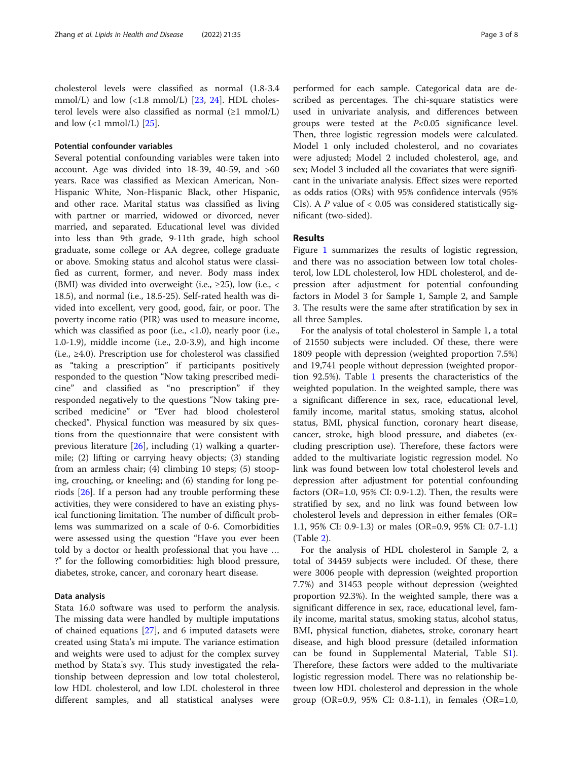cholesterol levels were classified as normal (1.8-3.4 mmol/L) and low (<1.8 mmol/L) [23, 24]. HDL cholesterol levels were also classified as normal (≥1 mmol/L) and low (<1 mmol/L) [25].

### Potential confounder variables

Several potential confounding variables were taken into account. Age was divided into 18-39, 40-59, and >60 years. Race was classified as Mexican American, Non-Hispanic White, Non-Hispanic Black, other Hispanic, and other race. Marital status was classified as living with partner or married, widowed or divorced, never married, and separated. Educational level was divided into less than 9th grade, 9-11th grade, high school graduate, some college or AA degree, college graduate or above. Smoking status and alcohol status were classified as current, former, and never. Body mass index (BMI) was divided into overweight (i.e., ≥25), low (i.e., < 18.5), and normal (i.e., 18.5-25). Self-rated health was divided into excellent, very good, good, fair, or poor. The poverty income ratio (PIR) was used to measure income, which was classified as poor (i.e., <1.0), nearly poor (i.e., 1.0-1.9), middle income (i.e., 2.0-3.9), and high income (i.e., ≥4.0). Prescription use for cholesterol was classified as "taking a prescription" if participants positively responded to the question "Now taking prescribed medicine" and classified as "no prescription" if they responded negatively to the questions "Now taking prescribed medicine" or "Ever had blood cholesterol checked". Physical function was measured by six questions from the questionnaire that were consistent with previous literature [26], including (1) walking a quarter-mile; (2) lifting or carrying heavy objects; (3) standing from an armless chair; (4) climbing 10 steps; (5) stooping, crouching, or kneeling; and (6) standing for long periods [26]. If a person had any trouble performing these activities, they were considered to have an existing physical functioning limitation. The number of difficult problems was summarized on a scale of 0-6. Comorbidities were assessed using the question "Have you ever been told by a doctor or health professional that you have … ?" for the following comorbidities: high blood pressure, diabetes, stroke, cancer, and coronary heart disease.

### Data analysis

Stata 16.0 software was used to perform the analysis. The missing data were handled by multiple imputations of chained equations [27], and 6 imputed datasets were created using Stata's mi impute. The variance estimation and weights were used to adjust for the complex survey method by Stata's svy. This study investigated the relationship between depression and low total cholesterol, low HDL cholesterol, and low LDL cholesterol in three different samples, and all statistical analyses were performed for each sample. Categorical data are described as percentages. The chi-square statistics were used in univariate analysis, and differences between groups were tested at the $P$<0.05 significance level. Then, three logistic regression models were calculated. Model 1 only included cholesterol, and no covariates were adjusted; Model 2 included cholesterol, age, and sex; Model 3 included all the covariates that were significant in the univariate analysis. Effect sizes were reported as odds ratios (ORs) with 95% confidence intervals (95% CIs). A $P$ value of < 0.05 was considered statistically significant (two-sided).

## Results

Figure 1 summarizes the results of logistic regression, and there was no association between low total cholesterol, low LDL cholesterol, low HDL cholesterol, and depression after adjustment for potential confounding factors in Model 3 for Sample 1, Sample 2, and Sample 3. The results were the same after stratification by sex in all three Samples.

For the analysis of total cholesterol in Sample 1, a total of 21550 subjects were included. Of these, there were 1809 people with depression (weighted proportion 7.5%) and 19,741 people without depression (weighted proportion 92.5%). Table 1 presents the characteristics of the weighted population. In the weighted sample, there was a significant difference in sex, race, educational level, family income, marital status, smoking status, alcohol status, BMI, physical function, coronary heart disease, cancer, stroke, high blood pressure, and diabetes (excluding prescription use). Therefore, these factors were added to the multivariate logistic regression model. No link was found between low total cholesterol levels and depression after adjustment for potential confounding factors (OR=1.0, 95% CI: 0.9-1.2). Then, the results were stratified by sex, and no link was found between low cholesterol levels and depression in either females (OR= 1.1, 95% CI: 0.9-1.3) or males (OR=0.9, 95% CI: 0.7-1.1) (Table 2).

For the analysis of HDL cholesterol in Sample 2, a total of 34459 subjects were included. Of these, there were 3006 people with depression (weighted proportion 7.7%) and 31453 people without depression (weighted proportion 92.3%). In the weighted sample, there was a significant difference in sex, race, educational level, family income, marital status, smoking status, alcohol status, BMI, physical function, diabetes, stroke, coronary heart disease, and high blood pressure (detailed information can be found in Supplemental Material, Table S1). Therefore, these factors were added to the multivariate logistic regression model. There was no relationship between low HDL cholesterol and depression in the whole group (OR=0.9, 95% CI: 0.8-1.1), in females (OR=1.0,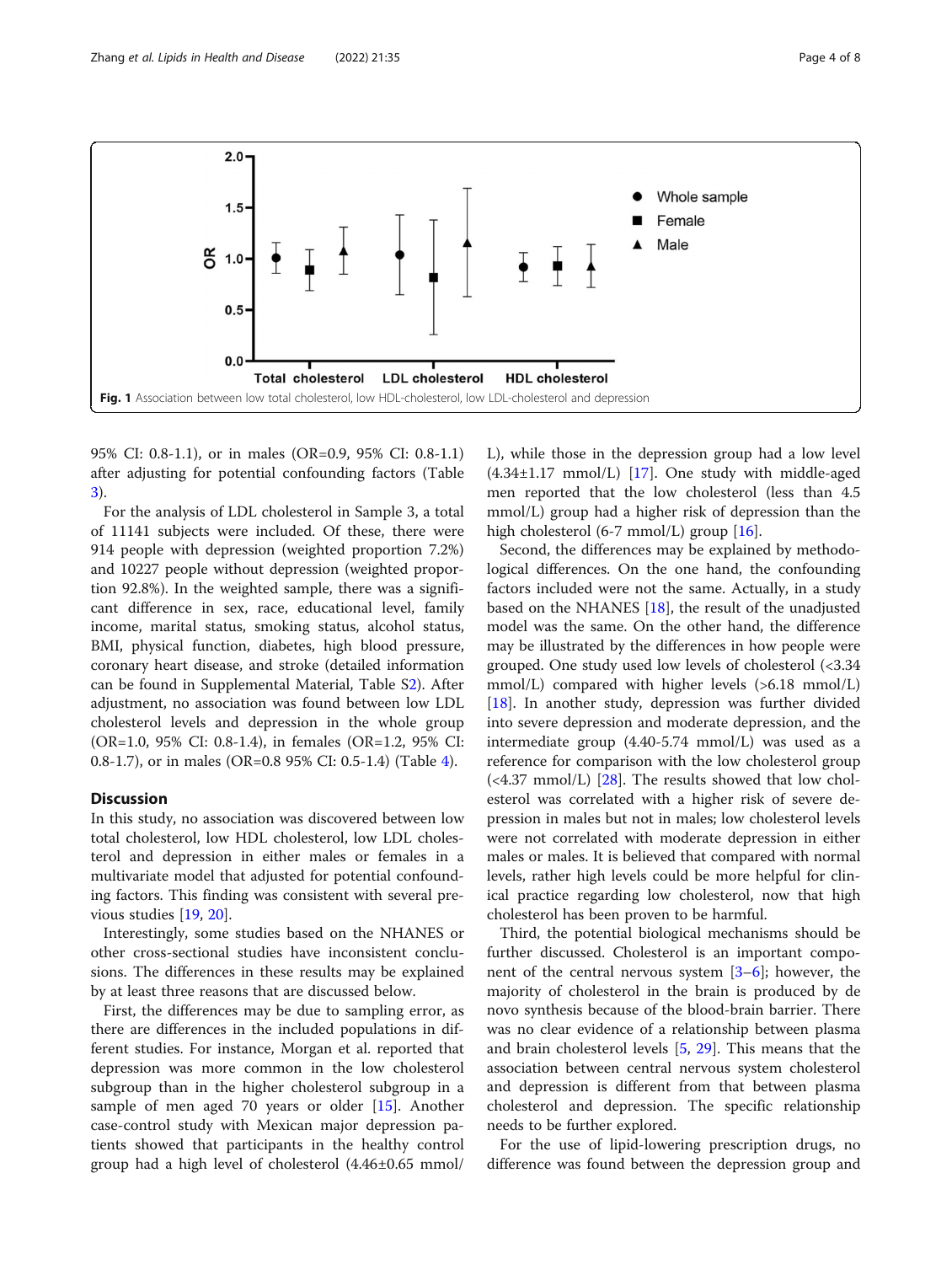Fig. 1 Association between low total cholesterol, low HDL-cholesterol, low LDL-cholesterol and depression

95% CI: 0.8-1.1), or in males (OR=0.9, 95% CI: 0.8-1.1) after adjusting for potential confounding factors (Table 3).

For the analysis of LDL cholesterol in Sample 3, a total of 11141 subjects were included. Of these, there were 914 people with depression (weighted proportion 7.2%) and 10227 people without depression (weighted proportion 92.8%). In the weighted sample, there was a significant difference in sex, race, educational level, family income, marital status, smoking status, alcohol status, BMI, physical function, diabetes, high blood pressure, coronary heart disease, and stroke (detailed information can be found in Supplemental Material, Table S2). After adjustment, no association was found between low LDL cholesterol levels and depression in the whole group (OR=1.0, 95% CI: 0.8-1.4), in females (OR=1.2, 95% CI: 0.8-1.7), or in males (OR=0.8 95% CI: 0.5-1.4) (Table 4).

## Discussion

In this study, no association was discovered between low total cholesterol, low HDL cholesterol, low LDL cholesterol and depression in either males or females in a multivariate model that adjusted for potential confounding factors. This finding was consistent with several previous studies [19, 20].

Interestingly, some studies based on the NHANES or other cross-sectional studies have inconsistent conclusions. The differences in these results may be explained by at least three reasons that are discussed below.

First, the differences may be due to sampling error, as there are differences in the included populations in different studies. For instance, Morgan et al. reported that depression was more common in the low cholesterol subgroup than in the higher cholesterol subgroup in a sample of men aged 70 years or older [15]. Another case-control study with Mexican major depression patients showed that participants in the healthy control group had a high level of cholesterol (4.46±0.65 mmol/L), while those in the depression group had a low level (4.34±1.17 mmol/L) [17]. One study with middle-aged men reported that the low cholesterol (less than 4.5 mmol/L) group had a higher risk of depression than the high cholesterol (6-7 mmol/L) group [16].

Second, the differences may be explained by methodological differences. On the one hand, the confounding factors included were not the same. Actually, in a study based on the NHANES [18], the result of the unadjusted model was the same. On the other hand, the difference may be illustrated by the differences in how people were grouped. One study used low levels of cholesterol (<3.34 mmol/L) compared with higher levels (>6.18 mmol/L) [18]. In another study, depression was further divided into severe depression and moderate depression, and the intermediate group (4.40-5.74 mmol/L) was used as a reference for comparison with the low cholesterol group (<4.37 mmol/L) [28]. The results showed that low cholesterol was correlated with a higher risk of severe depression in males but not in males; low cholesterol levels were not correlated with moderate depression in either males or males. It is believed that compared with normal levels, rather high levels could be more helpful for clinical practice regarding low cholesterol, now that high cholesterol has been proven to be harmful.

Third, the potential biological mechanisms should be further discussed. Cholesterol is an important component of the central nervous system [3–6]; however, the majority of cholesterol in the brain is produced by de novo synthesis because of the blood-brain barrier. There was no clear evidence of a relationship between plasma and brain cholesterol levels [5, 29]. This means that the association between central nervous system cholesterol and depression is different from that between plasma cholesterol and depression. The specific relationship needs to be further explored.

For the use of lipid-lowering prescription drugs, no difference was found between the depression group and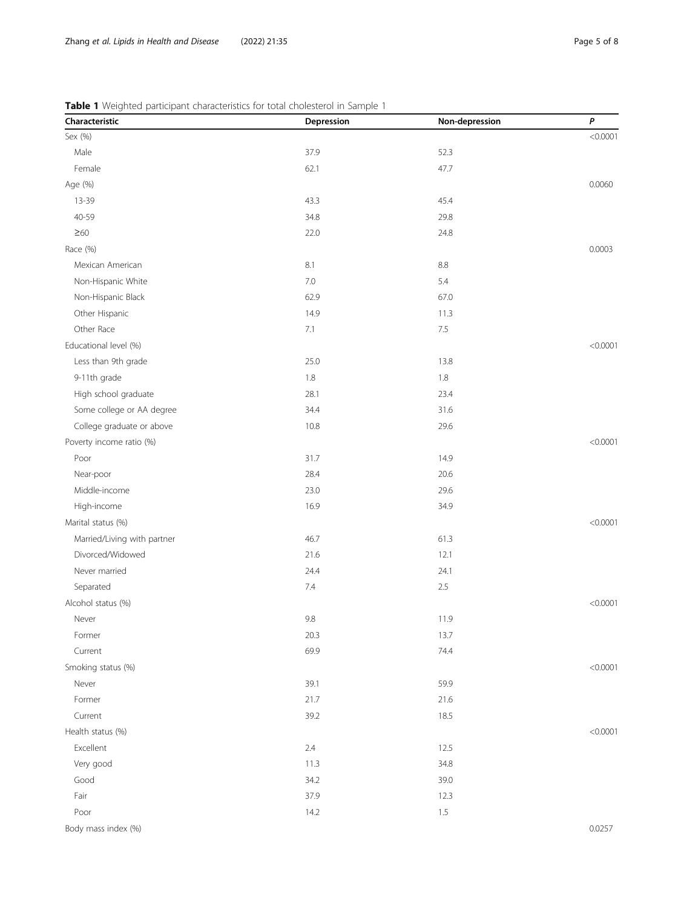**Table 1** Weighted participant characteristics for total cholesterol in Sample 1

| Characteristic | Depression | Non-depression | *P* |
|---|---|---|---|
| Sex (%) | | | <0.0001 |
| Male | 37.9 | 52.3 | |
| Female | 62.1 | 47.7 | |
| Age (%) | | | 0.0060 |
| 13-39 | 43.3 | 45.4 | |
| 40-59 | 34.8 | 29.8 | |
| ≥60 | 22.0 | 24.8 | |
| Race (%) | | | 0.0003 |
| Mexican American | 8.1 | 8.8 | |
| Non-Hispanic White | 7.0 | 5.4 | |
| Non-Hispanic Black | 62.9 | 67.0 | |
| Other Hispanic | 14.9 | 11.3 | |
| Other Race | 7.1 | 7.5 | |
| Educational level (%) | | | <0.0001 |
| Less than 9th grade | 25.0 | 13.8 | |
| 9-11th grade | 1.8 | 1.8 | |
| High school graduate | 28.1 | 23.4 | |
| Some college or AA degree | 34.4 | 31.6 | |
| College graduate or above | 10.8 | 29.6 | |
| Poverty income ratio (%) | | | <0.0001 |
| Poor | 31.7 | 14.9 | |
| Near-poor | 28.4 | 20.6 | |
| Middle-income | 23.0 | 29.6 | |
| High-income | 16.9 | 34.9 | |
| Marital status (%) | | | <0.0001 |
| Married/Living with partner | 46.7 | 61.3 | |
| Divorced/Widowed | 21.6 | 12.1 | |
| Never married | 24.4 | 24.1 | |
| Separated | 7.4 | 2.5 | |
| Alcohol status (%) | | | <0.0001 |
| Never | 9.8 | 11.9 | |
| Former | 20.3 | 13.7 | |
| Current | 69.9 | 74.4 | |
| Smoking status (%) | | | <0.0001 |
| Never | 39.1 | 59.9 | |
| Former | 21.7 | 21.6 | |
| Current | 39.2 | 18.5 | |
| Health status (%) | | | <0.0001 |
| Excellent | 2.4 | 12.5 | |
| Very good | 11.3 | 34.8 | |
| Good | 34.2 | 39.0 | |
| Fair | 37.9 | 12.3 | |
| Poor | 14.2 | 1.5 | |
| Body mass index (%) | | | 0.0257 |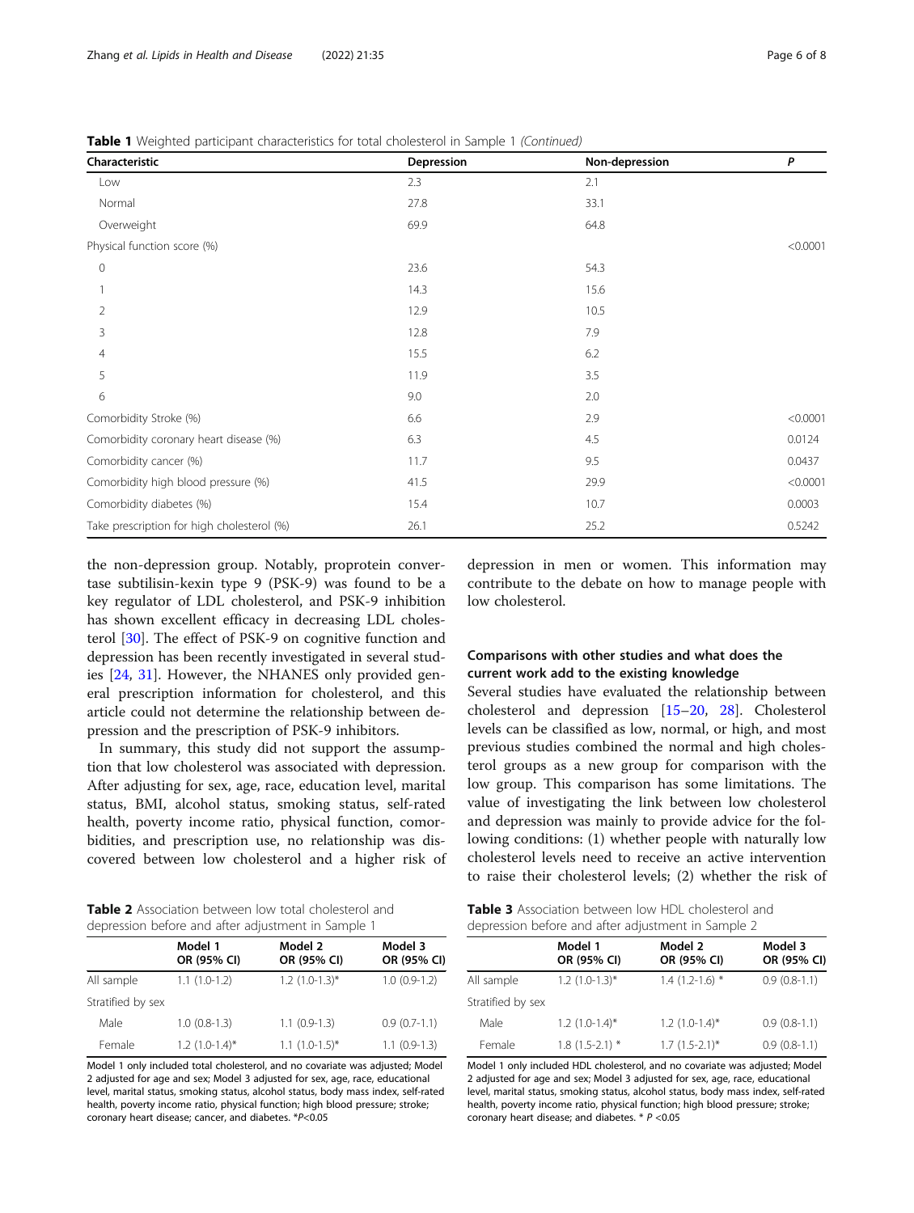**Table 1** Weighted participant characteristics for total cholesterol in Sample 1 *(Continued)*

| Characteristic | Depression | Non-depression | *P* |
|---|---|---|---|
| Low | 2.3 | 2.1 | |
| Normal | 27.8 | 33.1 | |
| Overweight | 69.9 | 64.8 | |
| Physical function score (%) | | | <0.0001 |
| 0 | 23.6 | 54.3 | |
| 1 | 14.3 | 15.6 | |
| 2 | 12.9 | 10.5 | |
| 3 | 12.8 | 7.9 | |
| 4 | 15.5 | 6.2 | |
| 5 | 11.9 | 3.5 | |
| 6 | 9.0 | 2.0 | |
| Comorbidity Stroke (%) | 6.6 | 2.9 | <0.0001 |
| Comorbidity coronary heart disease (%) | 6.3 | 4.5 | 0.0124 |
| Comorbidity cancer (%) | 11.7 | 9.5 | 0.0437 |
| Comorbidity high blood pressure (%) | 41.5 | 29.9 | <0.0001 |
| Comorbidity diabetes (%) | 15.4 | 10.7 | 0.0003 |
| Take prescription for high cholesterol (%) | 26.1 | 25.2 | 0.5242 |

the non-depression group. Notably, proprotein convertase subtilisin-kexin type 9 (PSK-9) was found to be a key regulator of LDL cholesterol, and PSK-9 inhibition has shown excellent efficacy in decreasing LDL cholesterol [30]. The effect of PSK-9 on cognitive function and depression has been recently investigated in several studies [24, 31]. However, the NHANES only provided general prescription information for cholesterol, and this article could not determine the relationship between depression and the prescription of PSK-9 inhibitors.

In summary, this study did not support the assumption that low cholesterol was associated with depression. After adjusting for sex, age, race, education level, marital status, BMI, alcohol status, smoking status, self-rated health, poverty income ratio, physical function, comorbidities, and prescription use, no relationship was discovered between low cholesterol and a higher risk of depression in men or women. This information may contribute to the debate on how to manage people with low cholesterol.

**Table 2** Association between low total cholesterol and depression before and after adjustment in Sample 1

| | Model 1 OR (95% CI) | Model 2 OR (95% CI) | Model 3 OR (95% CI) |
|---|---|---|---|
| All sample | 1.1 (1.0-1.2) | 1.2 (1.0-1.3)* | 1.0 (0.9-1.2) |
| Stratified by sex | | | |
| Male | 1.0 (0.8-1.3) | 1.1 (0.9-1.3) | 0.9 (0.7-1.1) |
| Female | 1.2 (1.0-1.4)* | 1.1 (1.0-1.5)* | 1.1 (0.9-1.3) |

Model 1 only included total cholesterol, and no covariate was adjusted; Model 2 adjusted for age and sex; Model 3 adjusted for sex, age, race, educational level, marital status, smoking status, alcohol status, body mass index, self-rated health, poverty income ratio, physical function; high blood pressure; stroke; coronary heart disease; cancer, and diabetes. *$P$<0.05

## Comparisons with other studies and what does the current work add to the existing knowledge

Several studies have evaluated the relationship between cholesterol and depression [15–20, 28]. Cholesterol levels can be classified as low, normal, or high, and most previous studies combined the normal and high cholesterol groups as a new group for comparison with the low group. This comparison has some limitations. The value of investigating the link between low cholesterol and depression was mainly to provide advice for the following conditions: (1) whether people with naturally low cholesterol levels need to receive an active intervention to raise their cholesterol levels; (2) whether the risk of

**Table 3** Association between low HDL cholesterol and depression before and after adjustment in Sample 2

| | Model 1 OR (95% CI) | Model 2 OR (95% CI) | Model 3 OR (95% CI) |
|---|---|---|---|
| All sample | 1.2 (1.0-1.3)* | 1.4 (1.2-1.6) * | 0.9 (0.8-1.1) |
| Stratified by sex | | | |
| Male | 1.2 (1.0-1.4)* | 1.2 (1.0-1.4)* | 0.9 (0.8-1.1) |
| Female | 1.8 (1.5-2.1) * | 1.7 (1.5-2.1)* | 0.9 (0.8-1.1) |

Model 1 only included HDL cholesterol, and no covariate was adjusted; Model 2 adjusted for age and sex; Model 3 adjusted for sex, age, race, educational level, marital status, smoking status, alcohol status, body mass index, self-rated health, poverty income ratio, physical function; high blood pressure; stroke; coronary heart disease; and diabetes. * $P$ <0.05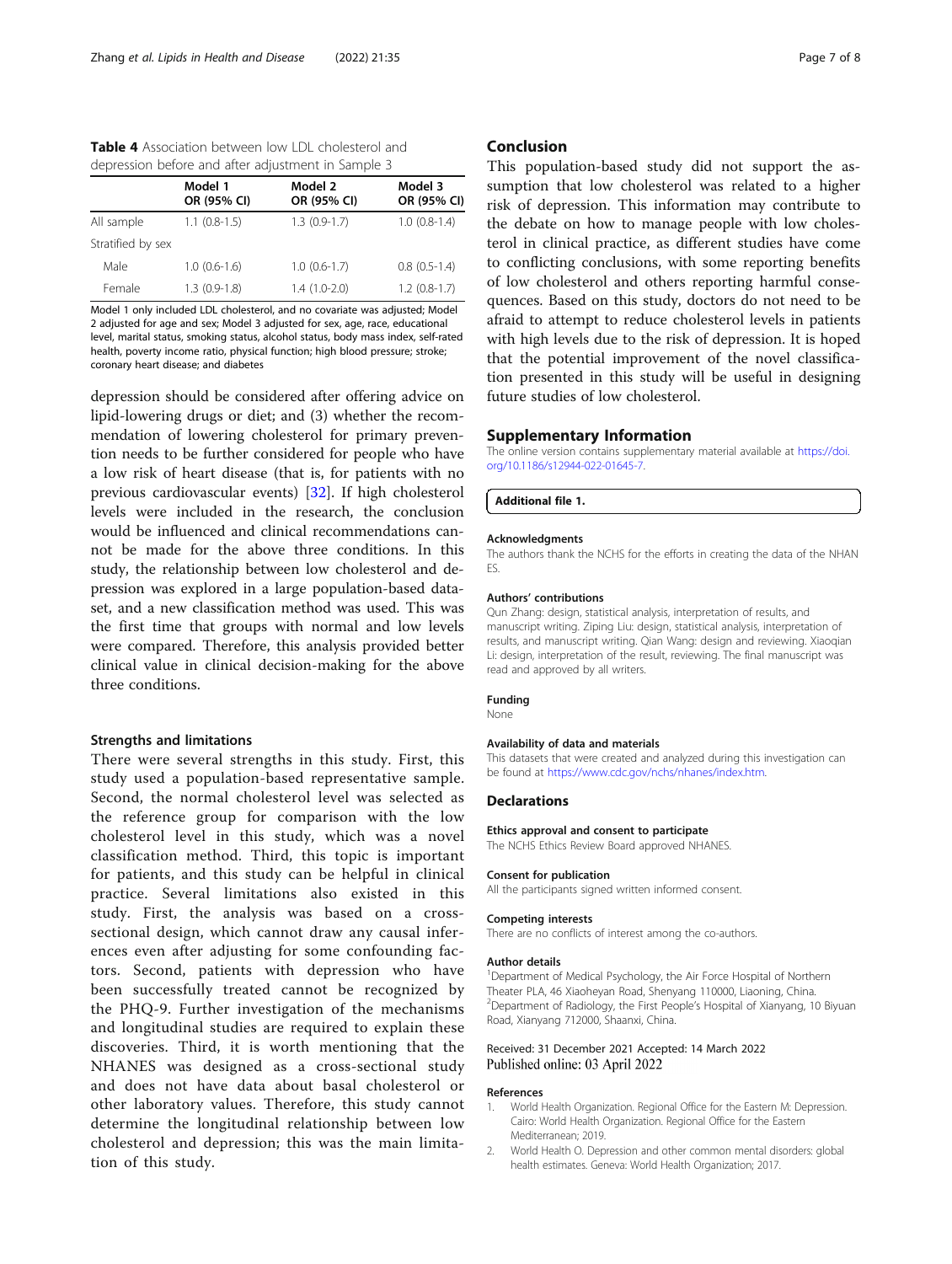**Table 4** Association between low LDL cholesterol and depression before and after adjustment in Sample 3

| | Model 1 OR (95% CI) | Model 2 OR (95% CI) | Model 3 OR (95% CI) |
|---|---|---|---|
| All sample | 1.1 (0.8-1.5) | 1.3 (0.9-1.7) | 1.0 (0.8-1.4) |
| Stratified by sex | | | |
| Male | 1.0 (0.6-1.6) | 1.0 (0.6-1.7) | 0.8 (0.5-1.4) |
| Female | 1.3 (0.9-1.8) | 1.4 (1.0-2.0) | 1.2 (0.8-1.7) |

Model 1 only included LDL cholesterol, and no covariate was adjusted; Model 2 adjusted for age and sex; Model 3 adjusted for sex, age, race, educational level, marital status, smoking status, alcohol status, body mass index, self-rated health, poverty income ratio, physical function; high blood pressure; stroke; coronary heart disease; and diabetes

depression should be considered after offering advice on lipid-lowering drugs or diet; and (3) whether the recommendation of lowering cholesterol for primary prevention needs to be further considered for people who have a low risk of heart disease (that is, for patients with no previous cardiovascular events) [32]. If high cholesterol levels were included in the research, the conclusion would be influenced and clinical recommendations cannot be made for the above three conditions. In this study, the relationship between low cholesterol and depression was explored in a large population-based dataset, and a new classification method was used. This was the first time that groups with normal and low levels were compared. Therefore, this analysis provided better clinical value in clinical decision-making for the above three conditions.

### Strengths and limitations

There were several strengths in this study. First, this study used a population-based representative sample. Second, the normal cholesterol level was selected as the reference group for comparison with the low cholesterol level in this study, which was a novel classification method. Third, this topic is important for patients, and this study can be helpful in clinical practice. Several limitations also existed in this study. First, the analysis was based on a cross-sectional design, which cannot draw any causal inferences even after adjusting for some confounding factors. Second, patients with depression who have been successfully treated cannot be recognized by the PHQ-9. Further investigation of the mechanisms and longitudinal studies are required to explain these discoveries. Third, it is worth mentioning that the NHANES was designed as a cross-sectional study and does not have data about basal cholesterol or other laboratory values. Therefore, this study cannot determine the longitudinal relationship between low cholesterol and depression; this was the main limitation of this study.

## Conclusion

This population-based study did not support the assumption that low cholesterol was related to a higher risk of depression. This information may contribute to the debate on how to manage people with low cholesterol in clinical practice, as different studies have come to conflicting conclusions, with some reporting benefits of low cholesterol and others reporting harmful consequences. Based on this study, doctors do not need to be afraid to attempt to reduce cholesterol levels in patients with high levels due to the risk of depression. It is hoped that the potential improvement of the novel classification presented in this study will be useful in designing future studies of low cholesterol.

## Supplementary Information

The online version contains supplementary material available at https://doi.org/10.1186/s12944-022-01645-7.

**Additional file 1.**

#### Acknowledgments

The authors thank the NCHS for the efforts in creating the data of the NHANES.

#### Authors' contributions

Qun Zhang: design, statistical analysis, interpretation of results, and manuscript writing. Ziping Liu: design, statistical analysis, interpretation of results, and manuscript writing. Qian Wang: design and reviewing. Xiaoqian Li: design, interpretation of the result, reviewing. The final manuscript was read and approved by all writers.

#### Funding

None

#### Availability of data and materials

This datasets that were created and analyzed during this investigation can be found at https://www.cdc.gov/nchs/nhanes/index.htm.

## Declarations

#### Ethics approval and consent to participate

The NCHS Ethics Review Board approved NHANES.

#### Consent for publication

All the participants signed written informed consent.

#### Competing interests

There are no conflicts of interest among the co-authors.

#### Author details

[1]Department of Medical Psychology, the Air Force Hospital of Northern Theater PLA, 46 Xiaoheyan Road, Shenyang 110000, Liaoning, China. [2]Department of Radiology, the First People's Hospital of Xianyang, 10 Biyuan Road, Xianyang 712000, Shaanxi, China.

Received: 31 December 2021 Accepted: 14 March 2022
Published online: 03 April 2022

#### References

1. World Health Organization. Regional Office for the Eastern M: Depression. Cairo: World Health Organization. Regional Office for the Eastern Mediterranean; 2019.
2. World Health O. Depression and other common mental disorders: global health estimates. Geneva: World Health Organization; 2017.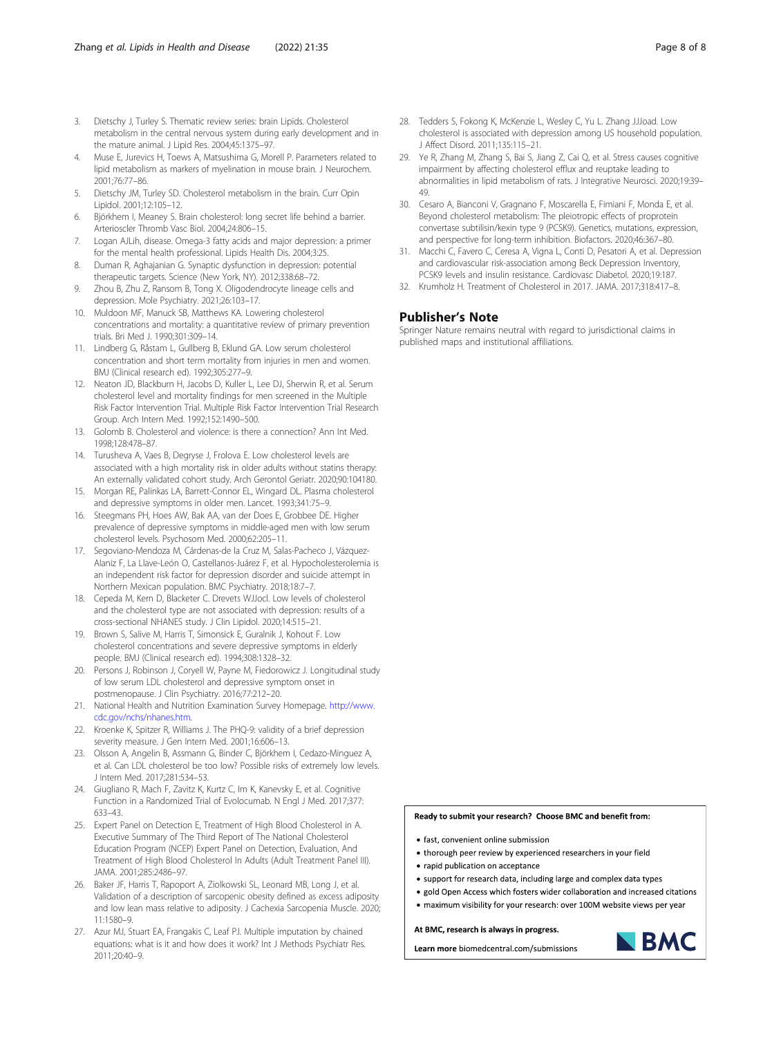3. Dietschy J, Turley S. Thematic review series: brain Lipids. Cholesterol metabolism in the central nervous system during early development and in the mature animal. J Lipid Res. 2004;45:1375–97.
4. Muse E, Jurevics H, Toews A, Matsushima G, Morell P. Parameters related to lipid metabolism as markers of myelination in mouse brain. J Neurochem. 2001;76:77–86.
5. Dietschy JM, Turley SD. Cholesterol metabolism in the brain. Curr Opin Lipidol. 2001;12:105–12.
6. Björkhem I, Meaney S. Brain cholesterol: long secret life behind a barrier. Arterioscler Thromb Vasc Biol. 2004;24:806–15.
7. Logan AJLih, disease. Omega-3 fatty acids and major depression: a primer for the mental health professional. Lipids Health Dis. 2004;3:25.
8. Duman R, Aghajanian G. Synaptic dysfunction in depression: potential therapeutic targets. Science (New York, NY). 2012;338:68–72.
9. Zhou B, Zhu Z, Ransom B, Tong X. Oligodendrocyte lineage cells and depression. Mole Psychiatry. 2021;26:103–17.
10. Muldoon MF, Manuck SB, Matthews KA. Lowering cholesterol concentrations and mortality: a quantitative review of primary prevention trials. Bri Med J. 1990;301:309–14.
11. Lindberg G, Råstam L, Gullberg B, Eklund GA. Low serum cholesterol concentration and short term mortality from injuries in men and women. BMJ (Clinical research ed). 1992;305:277–9.
12. Neaton JD, Blackburn H, Jacobs D, Kuller L, Lee DJ, Sherwin R, et al. Serum cholesterol level and mortality findings for men screened in the Multiple Risk Factor Intervention Trial. Multiple Risk Factor Intervention Trial Research Group. Arch Intern Med. 1992;152:1490–500.
13. Golomb B. Cholesterol and violence: is there a connection? Ann Int Med. 1998;128:478–87.
14. Turusheva A, Vaes B, Degryse J, Frolova E. Low cholesterol levels are associated with a high mortality risk in older adults without statins therapy: An externally validated cohort study. Arch Gerontol Geriatr. 2020;90:104180.
15. Morgan RE, Palinkas LA, Barrett-Connor EL, Wingard DL. Plasma cholesterol and depressive symptoms in older men. Lancet. 1993;341:75–9.
16. Steegmans PH, Hoes AW, Bak AA, van der Does E, Grobbee DE. Higher prevalence of depressive symptoms in middle-aged men with low serum cholesterol levels. Psychosom Med. 2000;62:205–11.
17. Segoviano-Mendoza M, Cárdenas-de la Cruz M, Salas-Pacheco J, Vázquez-Alaniz F, La Llave-León O, Castellanos-Juárez F, et al. Hypocholesterolemia is an independent risk factor for depression disorder and suicide attempt in Northern Mexican population. BMC Psychiatry. 2018;18:7–7.
18. Cepeda M, Kern D, Blacketer C. Drevets WJJocl. Low levels of cholesterol and the cholesterol type are not associated with depression: results of a cross-sectional NHANES study. J Clin Lipidol. 2020;14:515–21.
19. Brown S, Salive M, Harris T, Simonsick E, Guralnik J, Kohout F. Low cholesterol concentrations and severe depressive symptoms in elderly people. BMJ (Clinical research ed). 1994;308:1328–32.
20. Persons J, Robinson J, Coryell W, Payne M, Fiedorowicz J. Longitudinal study of low serum LDL cholesterol and depressive symptom onset in postmenopause. J Clin Psychiatry. 2016;77:212–20.
21. National Health and Nutrition Examination Survey Homepage. http://www.cdc.gov/nchs/nhanes.htm.
22. Kroenke K, Spitzer R, Williams J. The PHQ-9: validity of a brief depression severity measure. J Gen Intern Med. 2001;16:606–13.
23. Olsson A, Angelin B, Assmann G, Binder C, Björkhem I, Cedazo-Minguez A, et al. Can LDL cholesterol be too low? Possible risks of extremely low levels. J Intern Med. 2017;281:534–53.
24. Giugliano R, Mach F, Zavitz K, Kurtz C, Im K, Kanevsky E, et al. Cognitive Function in a Randomized Trial of Evolocumab. N Engl J Med. 2017;377:633–43.
25. Expert Panel on Detection E, Treatment of High Blood Cholesterol in A. Executive Summary of The Third Report of The National Cholesterol Education Program (NCEP) Expert Panel on Detection, Evaluation, And Treatment of High Blood Cholesterol In Adults (Adult Treatment Panel III). JAMA. 2001;285:2486–97.
26. Baker JF, Harris T, Rapoport A, Ziolkowski SL, Leonard MB, Long J, et al. Validation of a description of sarcopenic obesity defined as excess adiposity and low lean mass relative to adiposity. J Cachexia Sarcopenia Muscle. 2020;11:1580–9.
27. Azur MJ, Stuart EA, Frangakis C, Leaf PJ. Multiple imputation by chained equations: what is it and how does it work? Int J Methods Psychiatr Res. 2011;20:40–9.
28. Tedders S, Fokong K, McKenzie L, Wesley C, Yu L. Zhang JJJoad. Low cholesterol is associated with depression among US household population. J Affect Disord. 2011;135:115–21.
29. Ye R, Zhang M, Zhang S, Bai S, Jiang Z, Cai Q, et al. Stress causes cognitive impairment by affecting cholesterol efflux and reuptake leading to abnormalities in lipid metabolism of rats. J Integrative Neurosci. 2020;19:39–49.
30. Cesaro A, Bianconi V, Gragnano F, Moscarella E, Fimiani F, Monda E, et al. Beyond cholesterol metabolism: The pleiotropic effects of proprotein convertase subtilisin/kexin type 9 (PCSK9). Genetics, mutations, expression, and perspective for long-term inhibition. Biofactors. 2020;46:367–80.
31. Macchi C, Favero C, Ceresa A, Vigna L, Conti D, Pesatori A, et al. Depression and cardiovascular risk-association among Beck Depression Inventory, PCSK9 levels and insulin resistance. Cardiovasc Diabetol. 2020;19:187.
32. Krumholz H. Treatment of Cholesterol in 2017. JAMA. 2017;318:417–8.

## Publisher's Note

Springer Nature remains neutral with regard to jurisdictional claims in published maps and institutional affiliations.

**Ready to submit your research? Choose BMC and benefit from:**

- fast, convenient online submission
- thorough peer review by experienced researchers in your field
- rapid publication on acceptance
- support for research data, including large and complex data types
- gold Open Access which fosters wider collaboration and increased citations
- maximum visibility for your research: over 100M website views per year

**At BMC, research is always in progress.**

**Learn more** biomedcentral.com/submissions

BMC